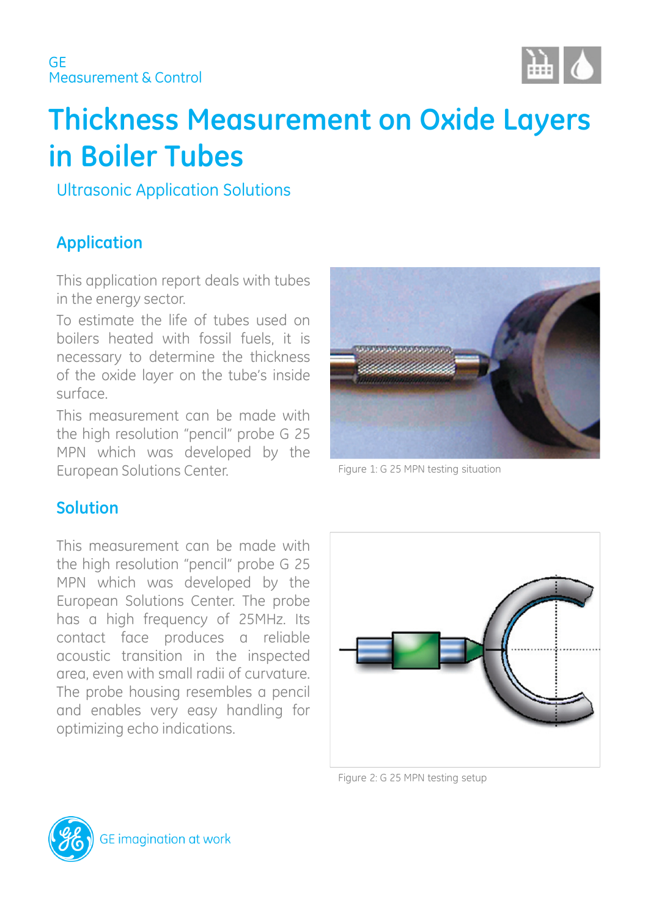GE
Measurement & Control

# Thickness Measurement on Oxide Layers in Boiler Tubes

Ultrasonic Application Solutions

## Application

This application report deals with tubes in the energy sector.

To estimate the life of tubes used on boilers heated with fossil fuels, it is necessary to determine the thickness of the oxide layer on the tube's inside surface.

This measurement can be made with the high resolution "pencil" probe G 25 MPN which was developed by the European Solutions Center.

Figure 1: G 25 MPN testing situation

## Solution

This measurement can be made with the high resolution "pencil" probe G 25 MPN which was developed by the European Solutions Center. The probe has a high frequency of 25MHz. Its contact face produces a reliable acoustic transition in the inspected area, even with small radii of curvature. The probe housing resembles a pencil and enables very easy handling for optimizing echo indications.

Figure 2: G 25 MPN testing setup

GE imagination at work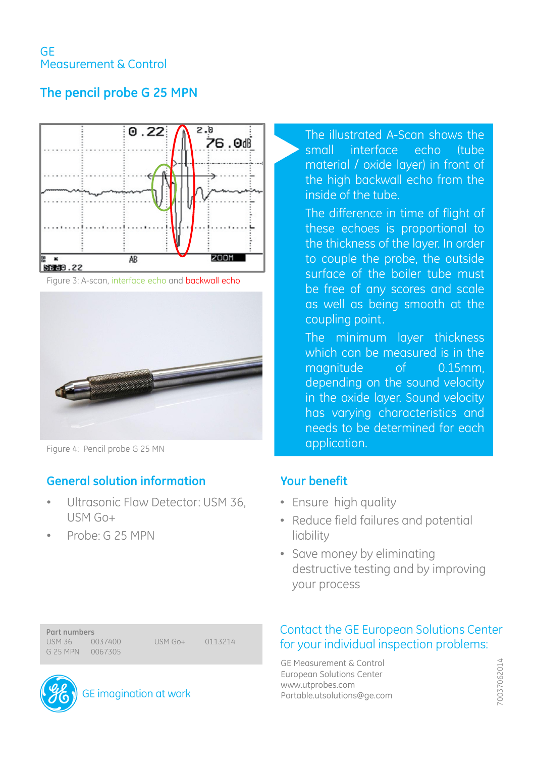GE
Measurement & Control

## The pencil probe G 25 MPN

Figure 3: A-scan, interface echo and backwall echo

Figure 4: Pencil probe G 25 MN

The illustrated A-Scan shows the small interface echo (tube material / oxide layer) in front of the high backwall echo from the inside of the tube.

The difference in time of flight of these echoes is proportional to the thickness of the layer. In order to couple the probe, the outside surface of the boiler tube must be free of any scores and scale as well as being smooth at the coupling point.

The minimum layer thickness which can be measured is in the magnitude of 0.15mm, depending on the sound velocity in the oxide layer. Sound velocity has varying characteristics and needs to be determined for each application.

### General solution information

- Ultrasonic Flaw Detector: USM 36, USM Go+
- Probe: G 25 MPN

### Your benefit

- Ensure high quality
- Reduce field failures and potential liability
- Save money by eliminating destructive testing and by improving your process

**Part numbers**

| | | | |
|---|---|---|---|
| USM 36 | 0037400 | USM Go+ | 0113214 |
| G 25 MPN | 0067305 | | |

GE imagination at work

Contact the GE European Solutions Center for your individual inspection problems:

GE Measurement & Control
European Solutions Center
www.utprobes.com
Portable.utsolutions@ge.com

7003706​2014